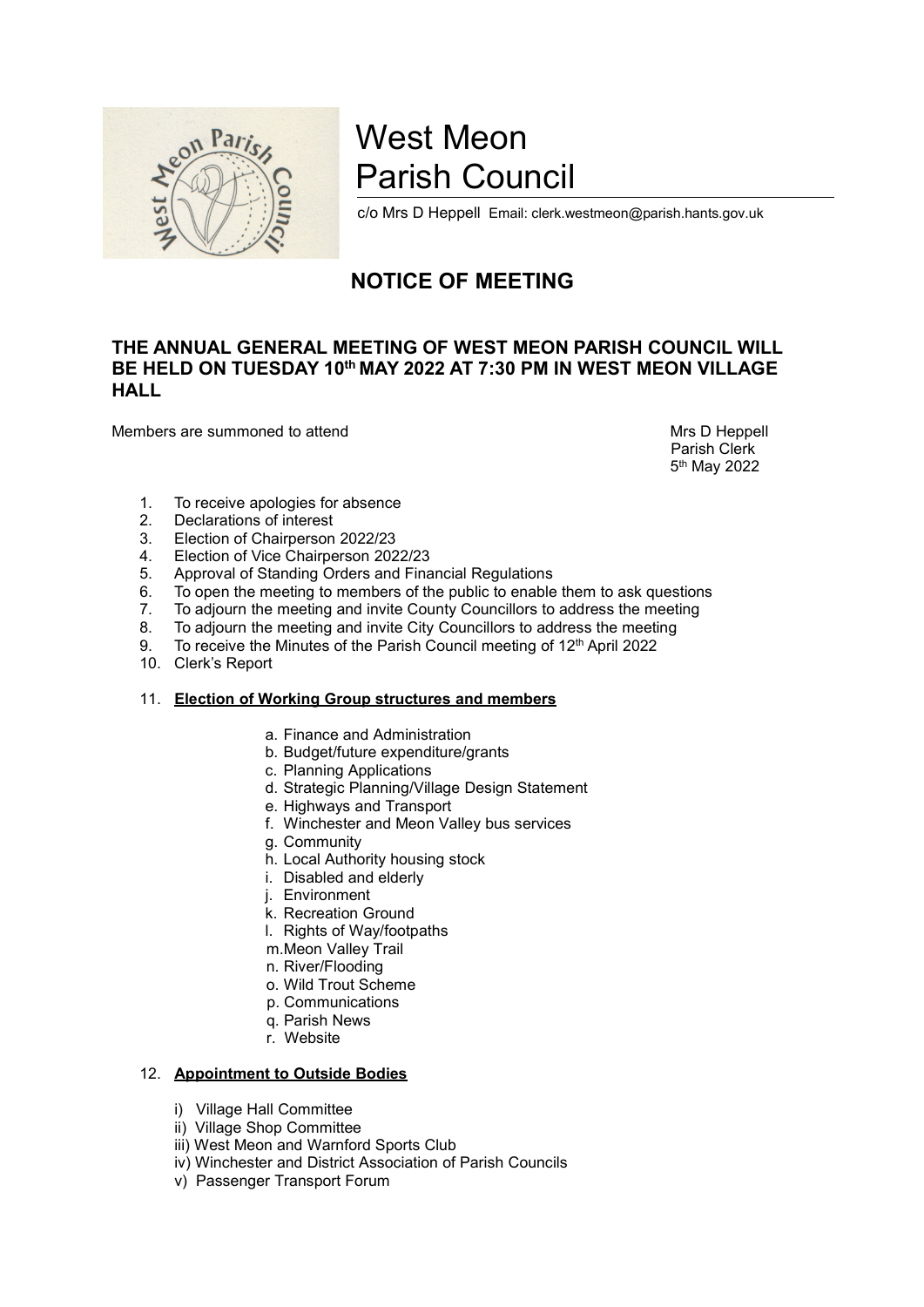# West Meon Parish Council

c/o Mrs D Heppell Email: clerk.westmeon@parish.hants.gov.uk

## NOTICE OF MEETING

### THE ANNUAL GENERAL MEETING OF WEST MEON PARISH COUNCIL WILL BE HELD ON TUESDAY 10th MAY 2022 AT 7:30 PM IN WEST MEON VILLAGE HALL

Members are summoned to attend

Mrs D Heppell
Parish Clerk
5th May 2022

1. To receive apologies for absence
2. Declarations of interest
3. Election of Chairperson 2022/23
4. Election of Vice Chairperson 2022/23
5. Approval of Standing Orders and Financial Regulations
6. To open the meeting to members of the public to enable them to ask questions
7. To adjourn the meeting and invite County Councillors to address the meeting
8. To adjourn the meeting and invite City Councillors to address the meeting
9. To receive the Minutes of the Parish Council meeting of 12th April 2022
10. Clerk's Report
11. **Election of Working Group structures and members**
    a. Finance and Administration
    b. Budget/future expenditure/grants
    c. Planning Applications
    d. Strategic Planning/Village Design Statement
    e. Highways and Transport
    f. Winchester and Meon Valley bus services
    g. Community
    h. Local Authority housing stock
    i. Disabled and elderly
    j. Environment
    k. Recreation Ground
    l. Rights of Way/footpaths
    m. Meon Valley Trail
    n. River/Flooding
    o. Wild Trout Scheme
    p. Communications
    q. Parish News
    r. Website
12. **Appointment to Outside Bodies**
    i) Village Hall Committee
    ii) Village Shop Committee
    iii) West Meon and Warnford Sports Club
    iv) Winchester and District Association of Parish Councils
    v) Passenger Transport Forum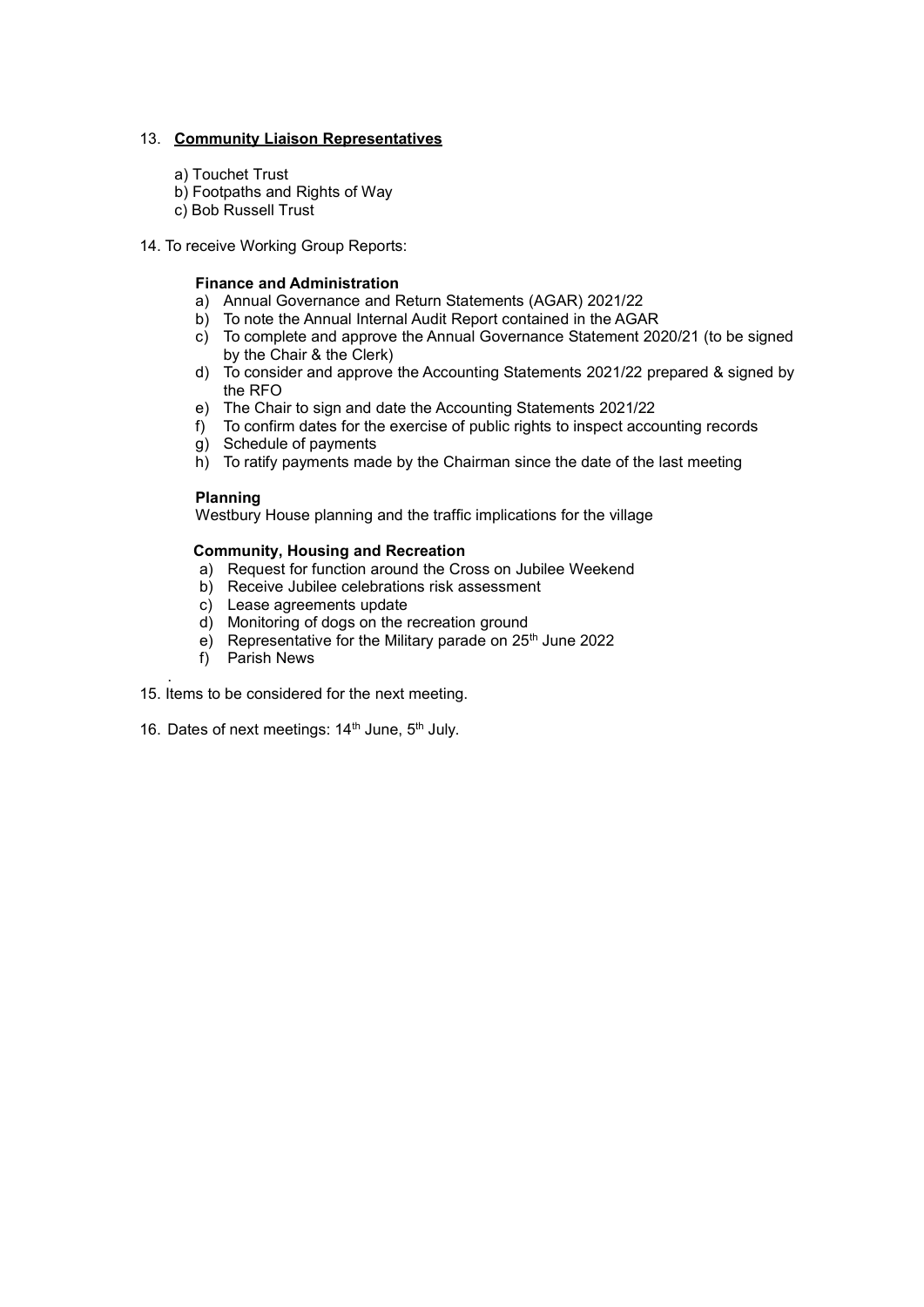13. **Community Liaison Representatives**

a) Touchet Trust
b) Footpaths and Rights of Way
c) Bob Russell Trust

14. To receive Working Group Reports:

**Finance and Administration**

a) Annual Governance and Return Statements (AGAR) 2021/22
b) To note the Annual Internal Audit Report contained in the AGAR
c) To complete and approve the Annual Governance Statement 2020/21 (to be signed by the Chair & the Clerk)
d) To consider and approve the Accounting Statements 2021/22 prepared & signed by the RFO
e) The Chair to sign and date the Accounting Statements 2021/22
f) To confirm dates for the exercise of public rights to inspect accounting records
g) Schedule of payments
h) To ratify payments made by the Chairman since the date of the last meeting

**Planning**

Westbury House planning and the traffic implications for the village

**Community, Housing and Recreation**

a) Request for function around the Cross on Jubilee Weekend
b) Receive Jubilee celebrations risk assessment
c) Lease agreements update
d) Monitoring of dogs on the recreation ground
e) Representative for the Military parade on 25th June 2022
f) Parish News

15. Items to be considered for the next meeting.

16. Dates of next meetings: 14th June, 5th July.